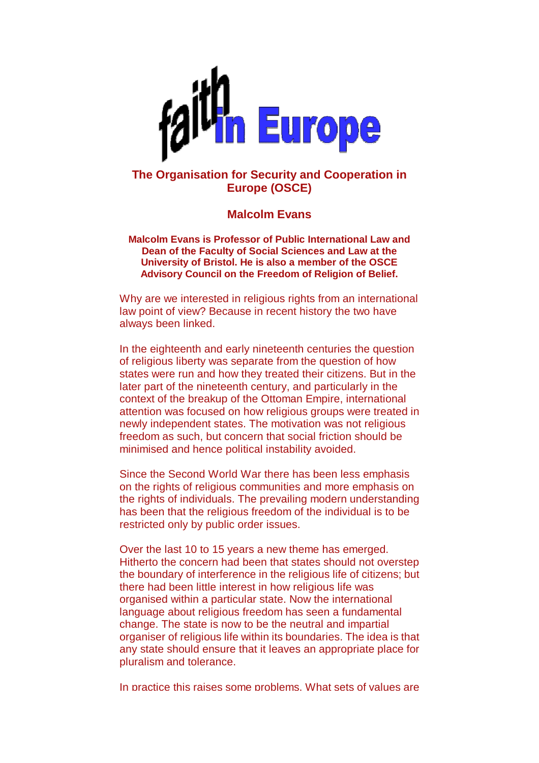# faith in Europe

## The Organisation for Security and Cooperation in Europe (OSCE)

### Malcolm Evans

**Malcolm Evans is Professor of Public International Law and Dean of the Faculty of Social Sciences and Law at the University of Bristol. He is also a member of the OSCE Advisory Council on the Freedom of Religion of Belief.**

Why are we interested in religious rights from an international law point of view? Because in recent history the two have always been linked.

In the eighteenth and early nineteenth centuries the question of religious liberty was separate from the question of how states were run and how they treated their citizens. But in the later part of the nineteenth century, and particularly in the context of the breakup of the Ottoman Empire, international attention was focused on how religious groups were treated in newly independent states. The motivation was not religious freedom as such, but concern that social friction should be minimised and hence political instability avoided.

Since the Second World War there has been less emphasis on the rights of religious communities and more emphasis on the rights of individuals. The prevailing modern understanding has been that the religious freedom of the individual is to be restricted only by public order issues.

Over the last 10 to 15 years a new theme has emerged. Hitherto the concern had been that states should not overstep the boundary of interference in the religious life of citizens; but there had been little interest in how religious life was organised within a particular state. Now the international language about religious freedom has seen a fundamental change. The state is now to be the neutral and impartial organiser of religious life within its boundaries. The idea is that any state should ensure that it leaves an appropriate place for pluralism and tolerance.

In practice this raises some problems. What sets of values are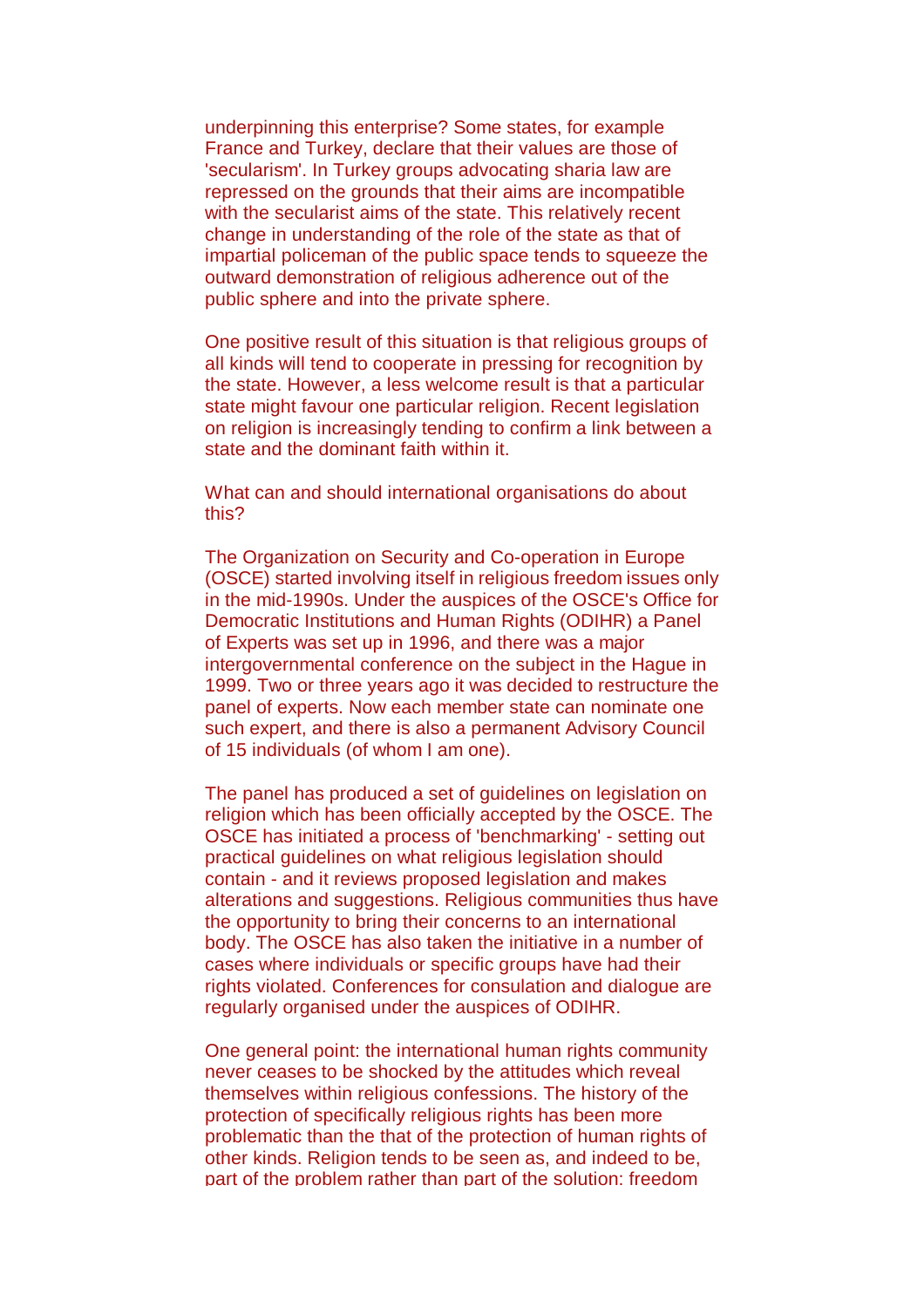underpinning this enterprise? Some states, for example France and Turkey, declare that their values are those of 'secularism'. In Turkey groups advocating sharia law are repressed on the grounds that their aims are incompatible with the secularist aims of the state. This relatively recent change in understanding of the role of the state as that of impartial policeman of the public space tends to squeeze the outward demonstration of religious adherence out of the public sphere and into the private sphere.

One positive result of this situation is that religious groups of all kinds will tend to cooperate in pressing for recognition by the state. However, a less welcome result is that a particular state might favour one particular religion. Recent legislation on religion is increasingly tending to confirm a link between a state and the dominant faith within it.

What can and should international organisations do about this?

The Organization on Security and Co-operation in Europe (OSCE) started involving itself in religious freedom issues only in the mid-1990s. Under the auspices of the OSCE's Office for Democratic Institutions and Human Rights (ODIHR) a Panel of Experts was set up in 1996, and there was a major intergovernmental conference on the subject in the Hague in 1999. Two or three years ago it was decided to restructure the panel of experts. Now each member state can nominate one such expert, and there is also a permanent Advisory Council of 15 individuals (of whom I am one).

The panel has produced a set of guidelines on legislation on religion which has been officially accepted by the OSCE. The OSCE has initiated a process of 'benchmarking' - setting out practical guidelines on what religious legislation should contain - and it reviews proposed legislation and makes alterations and suggestions. Religious communities thus have the opportunity to bring their concerns to an international body. The OSCE has also taken the initiative in a number of cases where individuals or specific groups have had their rights violated. Conferences for consulation and dialogue are regularly organised under the auspices of ODIHR.

One general point: the international human rights community never ceases to be shocked by the attitudes which reveal themselves within religious confessions. The history of the protection of specifically religious rights has been more problematic than the that of the protection of human rights of other kinds. Religion tends to be seen as, and indeed to be, part of the problem rather than part of the solution: freedom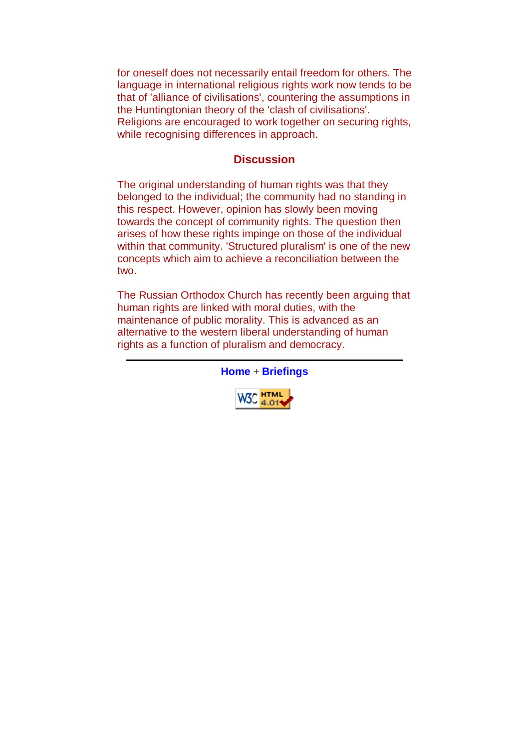for oneself does not necessarily entail freedom for others. The language in international religious rights work now tends to be that of 'alliance of civilisations', countering the assumptions in the Huntingtonian theory of the 'clash of civilisations'. Religions are encouraged to work together on securing rights, while recognising differences in approach.

## Discussion

The original understanding of human rights was that they belonged to the individual; the community had no standing in this respect. However, opinion has slowly been moving towards the concept of community rights. The question then arises of how these rights impinge on those of the individual within that community. 'Structured pluralism' is one of the new concepts which aim to achieve a reconciliation between the two.

The Russian Orthodox Church has recently been arguing that human rights are linked with moral duties, with the maintenance of public morality. This is advanced as an alternative to the western liberal understanding of human rights as a function of pluralism and democracy.

---

**Home** + **Briefings**